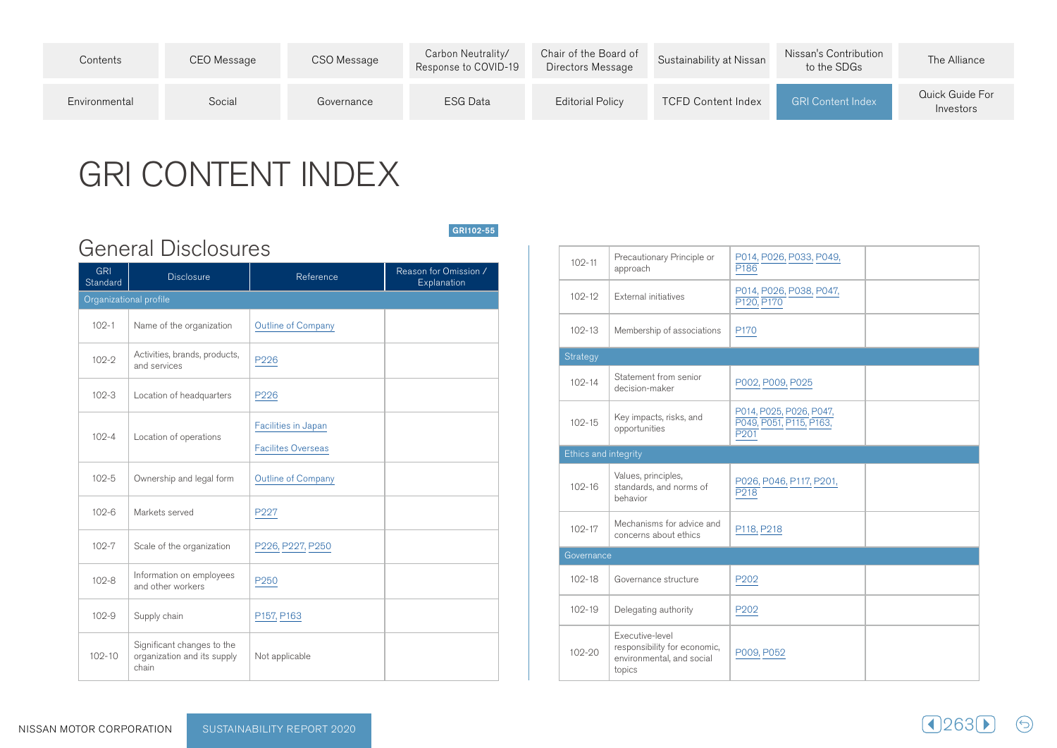# GRI CONTENT INDEX

## General Disclosures

GRI102-55

| GRI Standard | Disclosure | Reference | Reason for Omission / Explanation |
|---|---|---|---|
| Organizational profile | | | |
| 102-1 | Name of the organization | Outline of Company | |
| 102-2 | Activities, brands, products, and services | P226 | |
| 102-3 | Location of headquarters | P226 | |
| 102-4 | Location of operations | Facilities in Japan<br>Facilites Overseas | |
| 102-5 | Ownership and legal form | Outline of Company | |
| 102-6 | Markets served | P227 | |
| 102-7 | Scale of the organization | P226, P227, P250 | |
| 102-8 | Information on employees and other workers | P250 | |
| 102-9 | Supply chain | P157, P163 | |
| 102-10 | Significant changes to the organization and its supply chain | Not applicable | |
| 102-11 | Precautionary Principle or approach | P014, P026, P033, P049, P186 | |
| 102-12 | External initiatives | P014, P026, P038, P047, P120, P170 | |
| 102-13 | Membership of associations | P170 | |
| Strategy | | | |
| 102-14 | Statement from senior decision-maker | P002, P009, P025 | |
| 102-15 | Key impacts, risks, and opportunities | P014, P025, P026, P047, P049, P051, P115, P163, P201 | |
| Ethics and integrity | | | |
| 102-16 | Values, principles, standards, and norms of behavior | P026, P046, P117, P201, P218 | |
| 102-17 | Mechanisms for advice and concerns about ethics | P118, P218 | |
| Governance | | | |
| 102-18 | Governance structure | P202 | |
| 102-19 | Delegating authority | P202 | |
| 102-20 | Executive-level responsibility for economic, environmental, and social topics | P009, P052 | |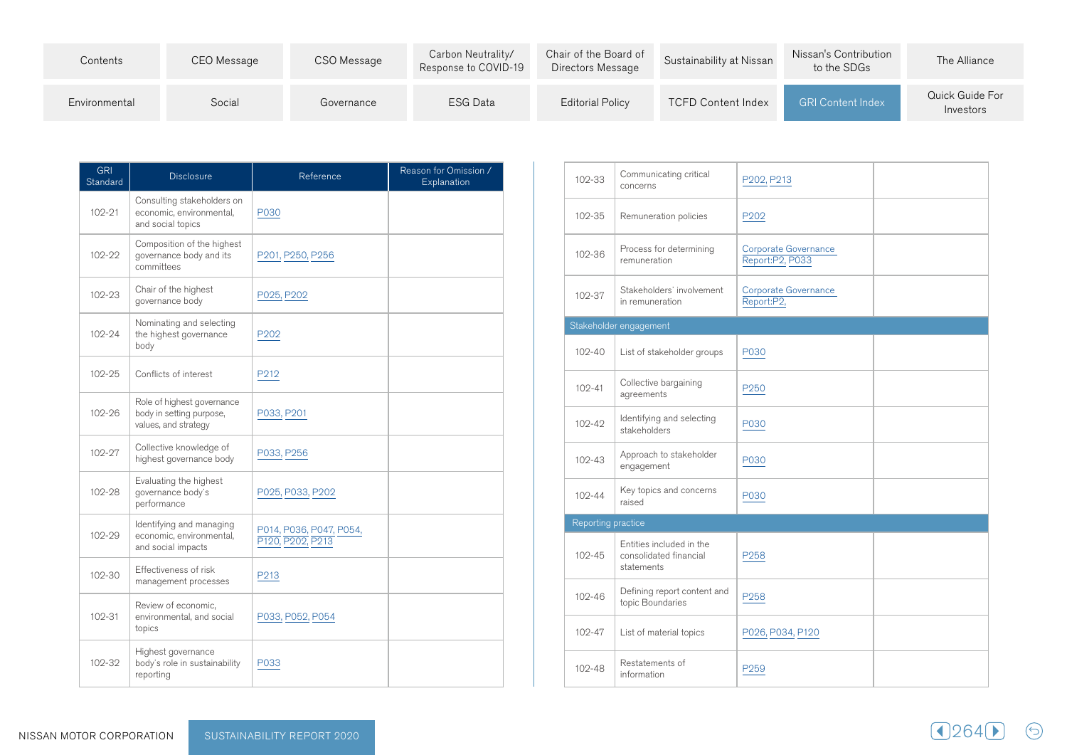| GRI Standard | Disclosure | Reference | Reason for Omission / Explanation |
|---|---|---|---|
| 102-21 | Consulting stakeholders on economic, environmental, and social topics | P030 | |
| 102-22 | Composition of the highest governance body and its committees | P201, P250, P256 | |
| 102-23 | Chair of the highest governance body | P025, P202 | |
| 102-24 | Nominating and selecting the highest governance body | P202 | |
| 102-25 | Conflicts of interest | P212 | |
| 102-26 | Role of highest governance body in setting purpose, values, and strategy | P033, P201 | |
| 102-27 | Collective knowledge of highest governance body | P033, P256 | |
| 102-28 | Evaluating the highest governance body's performance | P025, P033, P202 | |
| 102-29 | Identifying and managing economic, environmental, and social impacts | P014, P036, P047, P054, P120, P202, P213 | |
| 102-30 | Effectiveness of risk management processes | P213 | |
| 102-31 | Review of economic, environmental, and social topics | P033, P052, P054 | |
| 102-32 | Highest governance body's role in sustainability reporting | P033 | |
| 102-33 | Communicating critical concerns | P202, P213 | |
| 102-35 | Remuneration policies | P202 | |
| 102-36 | Process for determining remuneration | Corporate Governance Report:P2, P033 | |
| 102-37 | Stakeholders' involvement in remuneration | Corporate Governance Report:P2, | |
| **Stakeholder engagement** | | | |
| 102-40 | List of stakeholder groups | P030 | |
| 102-41 | Collective bargaining agreements | P250 | |
| 102-42 | Identifying and selecting stakeholders | P030 | |
| 102-43 | Approach to stakeholder engagement | P030 | |
| 102-44 | Key topics and concerns raised | P030 | |
| **Reporting practice** | | | |
| 102-45 | Entities included in the consolidated financial statements | P258 | |
| 102-46 | Defining report content and topic Boundaries | P258 | |
| 102-47 | List of material topics | P026, P034, P120 | |
| 102-48 | Restatements of information | P259 | |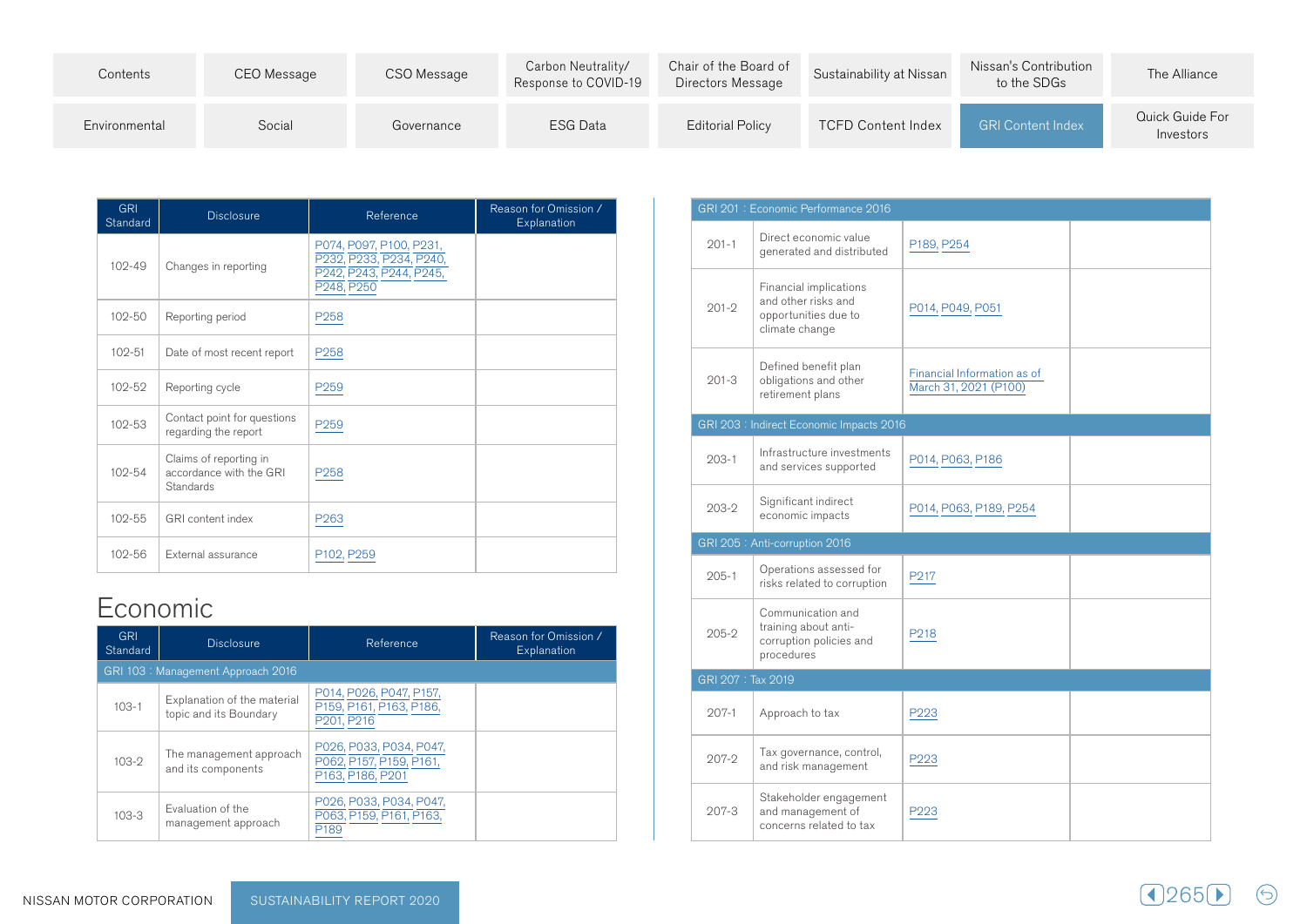| GRI Standard | Disclosure | Reference | Reason for Omission / Explanation |
|---|---|---|---|
| 102-49 | Changes in reporting | P074, P097, P100, P231, P232, P233, P234, P240, P242, P243, P244, P245, P248, P250 | |
| 102-50 | Reporting period | P258 | |
| 102-51 | Date of most recent report | P258 | |
| 102-52 | Reporting cycle | P259 | |
| 102-53 | Contact point for questions regarding the report | P259 | |
| 102-54 | Claims of reporting in accordance with the GRI Standards | P258 | |
| 102-55 | GRI content index | P263 | |
| 102-56 | External assurance | P102, P259 | |

## Economic

| GRI Standard | Disclosure | Reference | Reason for Omission / Explanation |
|---|---|---|---|
| GRI 103 : Management Approach 2016 | | | |
| 103-1 | Explanation of the material topic and its Boundary | P014, P026, P047, P157, P159, P161, P163, P186, P201, P216 | |
| 103-2 | The management approach and its components | P026, P033, P034, P047, P062, P157, P159, P161, P163, P186, P201 | |
| 103-3 | Evaluation of the management approach | P026, P033, P034, P047, P063, P159, P161, P163, P189 | |
| GRI 201 : Economic Performance 2016 | | | |
| 201-1 | Direct economic value generated and distributed | P189, P254 | |
| 201-2 | Financial implications and other risks and opportunities due to climate change | P014, P049, P051 | |
| 201-3 | Defined benefit plan obligations and other retirement plans | Financial Information as of March 31, 2021 (P100) | |
| GRI 203 : Indirect Economic Impacts 2016 | | | |
| 203-1 | Infrastructure investments and services supported | P014, P063, P186 | |
| 203-2 | Significant indirect economic impacts | P014, P063, P189, P254 | |
| GRI 205 : Anti-corruption 2016 | | | |
| 205-1 | Operations assessed for risks related to corruption | P217 | |
| 205-2 | Communication and training about anti-corruption policies and procedures | P218 | |
| GRI 207 : Tax 2019 | | | |
| 207-1 | Approach to tax | P223 | |
| 207-2 | Tax governance, control, and risk management | P223 | |
| 207-3 | Stakeholder engagement and management of concerns related to tax | P223 | |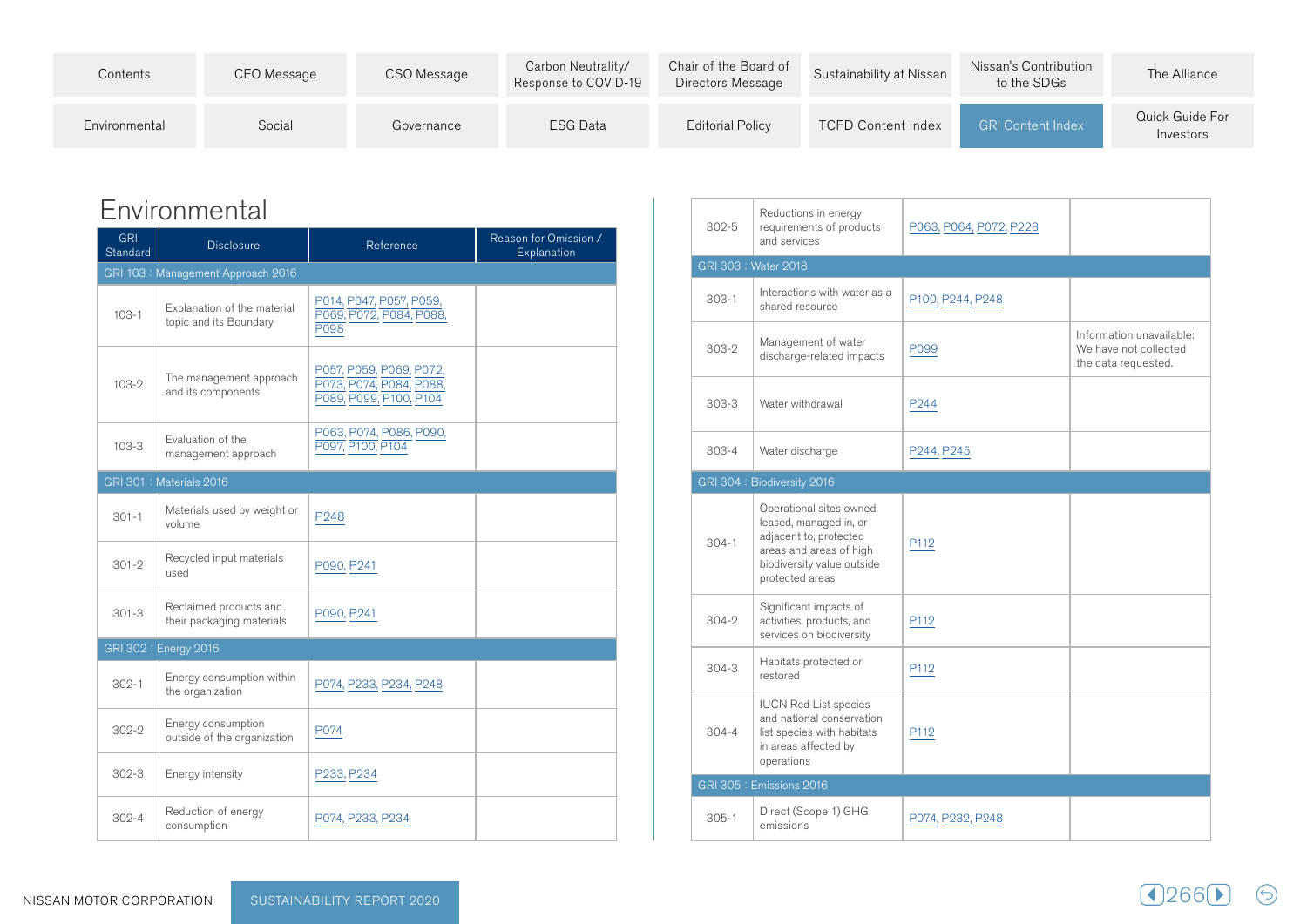# Environmental

| GRI Standard | Disclosure | Reference | Reason for Omission / Explanation |
|---|---|---|---|
| GRI 103 : Management Approach 2016 | | | |
| 103-1 | Explanation of the material topic and its Boundary | P014, P047, P057, P059, P069, P072, P084, P088, P098 | |
| 103-2 | The management approach and its components | P057, P059, P069, P072, P073, P074, P084, P088, P089, P099, P100, P104 | |
| 103-3 | Evaluation of the management approach | P063, P074, P086, P090, P097, P100, P104 | |
| GRI 301 : Materials 2016 | | | |
| 301-1 | Materials used by weight or volume | P248 | |
| 301-2 | Recycled input materials used | P090, P241 | |
| 301-3 | Reclaimed products and their packaging materials | P090, P241 | |
| GRI 302 : Energy 2016 | | | |
| 302-1 | Energy consumption within the organization | P074, P233, P234, P248 | |
| 302-2 | Energy consumption outside of the organization | P074 | |
| 302-3 | Energy intensity | P233, P234 | |
| 302-4 | Reduction of energy consumption | P074, P233, P234 | |
| 302-5 | Reductions in energy requirements of products and services | P063, P064, P072, P228 | |
| GRI 303 : Water 2018 | | | |
| 303-1 | Interactions with water as a shared resource | P100, P244, P248 | |
| 303-2 | Management of water discharge-related impacts | P099 | Information unavailable: We have not collected the data requested. |
| 303-3 | Water withdrawal | P244 | |
| 303-4 | Water discharge | P244, P245 | |
| GRI 304 : Biodiversity 2016 | | | |
| 304-1 | Operational sites owned, leased, managed in, or adjacent to, protected areas and areas of high biodiversity value outside protected areas | P112 | |
| 304-2 | Significant impacts of activities, products, and services on biodiversity | P112 | |
| 304-3 | Habitats protected or restored | P112 | |
| 304-4 | IUCN Red List species and national conservation list species with habitats in areas affected by operations | P112 | |
| GRI 305 : Emissions 2016 | | | |
| 305-1 | Direct (Scope 1) GHG emissions | P074, P232, P248 | |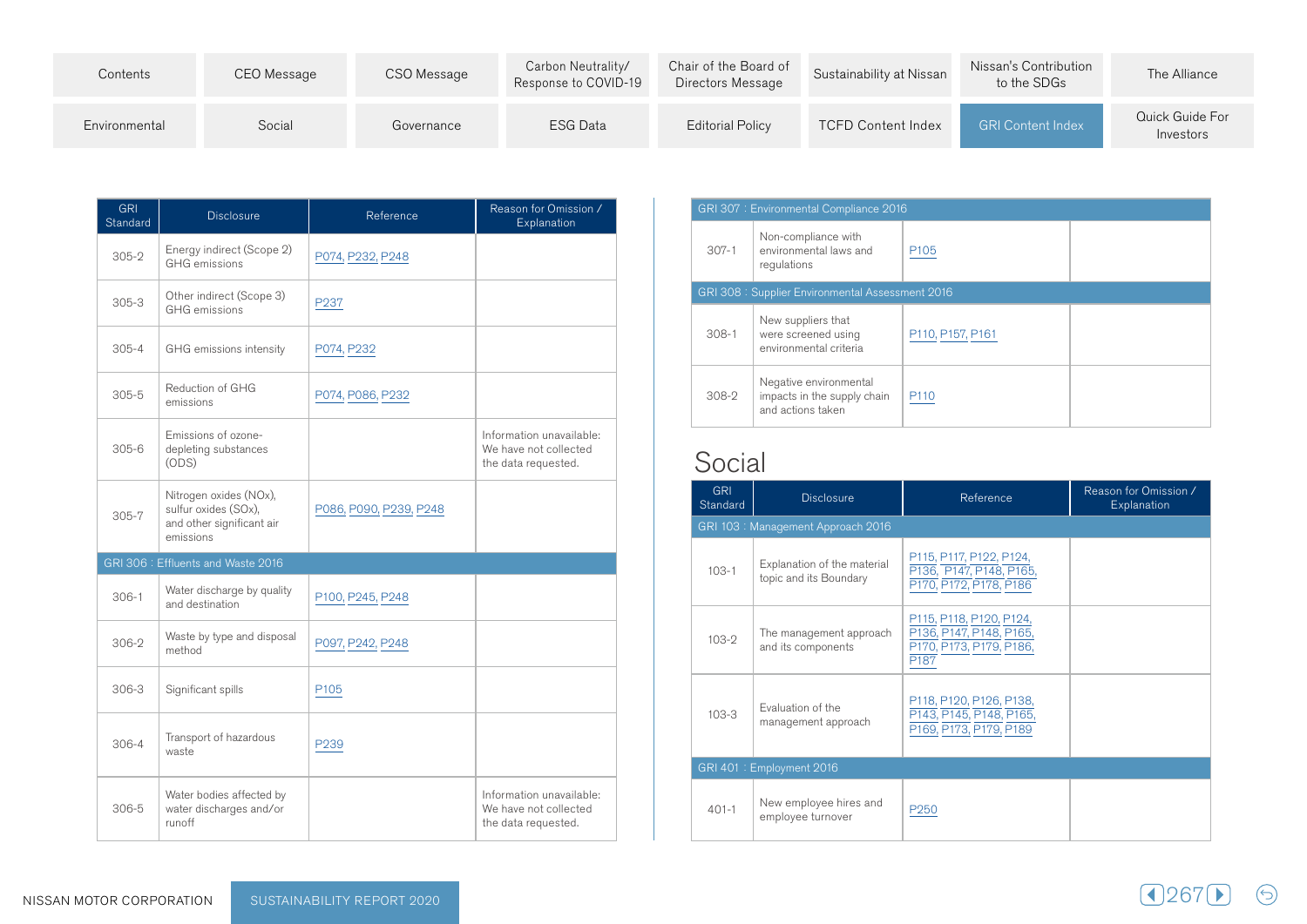| GRI Standard | Disclosure | Reference | Reason for Omission / Explanation |
|---|---|---|---|
| 305-2 | Energy indirect (Scope 2) GHG emissions | P074, P232, P248 | |
| 305-3 | Other indirect (Scope 3) GHG emissions | P237 | |
| 305-4 | GHG emissions intensity | P074, P232 | |
| 305-5 | Reduction of GHG emissions | P074, P086, P232 | |
| 305-6 | Emissions of ozone-depleting substances (ODS) | | Information unavailable: We have not collected the data requested. |
| 305-7 | Nitrogen oxides (NOx), sulfur oxides (SOx), and other significant air emissions | P086, P090, P239, P248 | |
| GRI 306 : Effluents and Waste 2016 | | | |
| 306-1 | Water discharge by quality and destination | P100, P245, P248 | |
| 306-2 | Waste by type and disposal method | P097, P242, P248 | |
| 306-3 | Significant spills | P105 | |
| 306-4 | Transport of hazardous waste | P239 | |
| 306-5 | Water bodies affected by water discharges and/or runoff | | Information unavailable: We have not collected the data requested. |
| GRI 307 : Environmental Compliance 2016 | | | |
| 307-1 | Non-compliance with environmental laws and regulations | P105 | |
| GRI 308 : Supplier Environmental Assessment 2016 | | | |
| 308-1 | New suppliers that were screened using environmental criteria | P110, P157, P161 | |
| 308-2 | Negative environmental impacts in the supply chain and actions taken | P110 | |

# Social

| GRI Standard | Disclosure | Reference | Reason for Omission / Explanation |
|---|---|---|---|
| GRI 103 : Management Approach 2016 | | | |
| 103-1 | Explanation of the material topic and its Boundary | P115, P117, P122, P124, P136, P147, P148, P165, P170, P172, P178, P186 | |
| 103-2 | The management approach and its components | P115, P118, P120, P124, P136, P147, P148, P165, P170, P173, P179, P186, P187 | |
| 103-3 | Evaluation of the management approach | P118, P120, P126, P138, P143, P145, P148, P165, P169, P173, P179, P189 | |
| GRI 401 : Employment 2016 | | | |
| 401-1 | New employee hires and employee turnover | P250 | |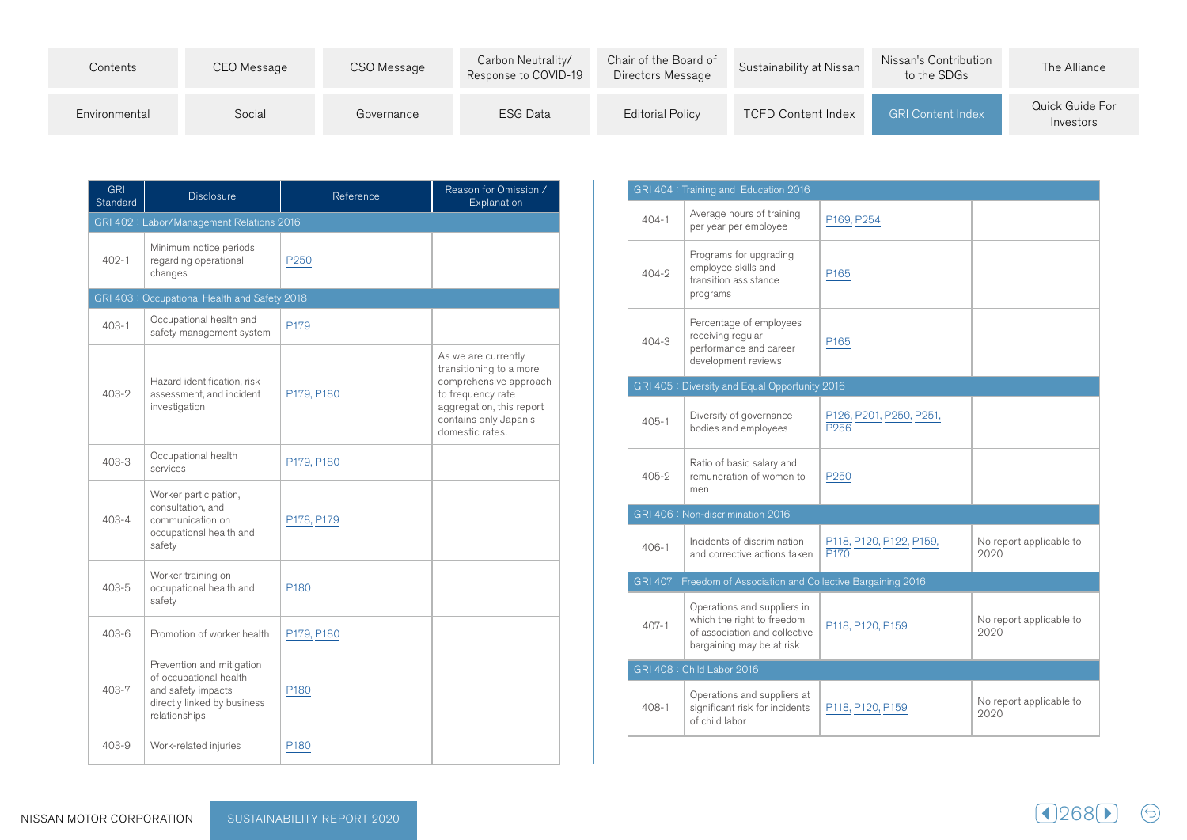| GRI Standard | Disclosure | Reference | Reason for Omission / Explanation |
|---|---|---|---|
| GRI 402 : Labor/Management Relations 2016 | | | |
| 402-1 | Minimum notice periods regarding operational changes | P250 | |
| GRI 403 : Occupational Health and Safety 2018 | | | |
| 403-1 | Occupational health and safety management system | P179 | |
| 403-2 | Hazard identification, risk assessment, and incident investigation | P179, P180 | As we are currently transitioning to a more comprehensive approach to frequency rate aggregation, this report contains only Japan's domestic rates. |
| 403-3 | Occupational health services | P179, P180 | |
| 403-4 | Worker participation, consultation, and communication on occupational health and safety | P178, P179 | |
| 403-5 | Worker training on occupational health and safety | P180 | |
| 403-6 | Promotion of worker health | P179, P180 | |
| 403-7 | Prevention and mitigation of occupational health and safety impacts directly linked by business relationships | P180 | |
| 403-9 | Work-related injuries | P180 | |
| GRI 404 : Training and Education 2016 | | | |
| 404-1 | Average hours of training per year per employee | P169, P254 | |
| 404-2 | Programs for upgrading employee skills and transition assistance programs | P165 | |
| 404-3 | Percentage of employees receiving regular performance and career development reviews | P165 | |
| GRI 405 : Diversity and Equal Opportunity 2016 | | | |
| 405-1 | Diversity of governance bodies and employees | P126, P201, P250, P251, P256 | |
| 405-2 | Ratio of basic salary and remuneration of women to men | P250 | |
| GRI 406 : Non-discrimination 2016 | | | |
| 406-1 | Incidents of discrimination and corrective actions taken | P118, P120, P122, P159, P170 | No report applicable to 2020 |
| GRI 407 : Freedom of Association and Collective Bargaining 2016 | | | |
| 407-1 | Operations and suppliers in which the right to freedom of association and collective bargaining may be at risk | P118, P120, P159 | No report applicable to 2020 |
| GRI 408 : Child Labor 2016 | | | |
| 408-1 | Operations and suppliers at significant risk for incidents of child labor | P118, P120, P159 | No report applicable to 2020 |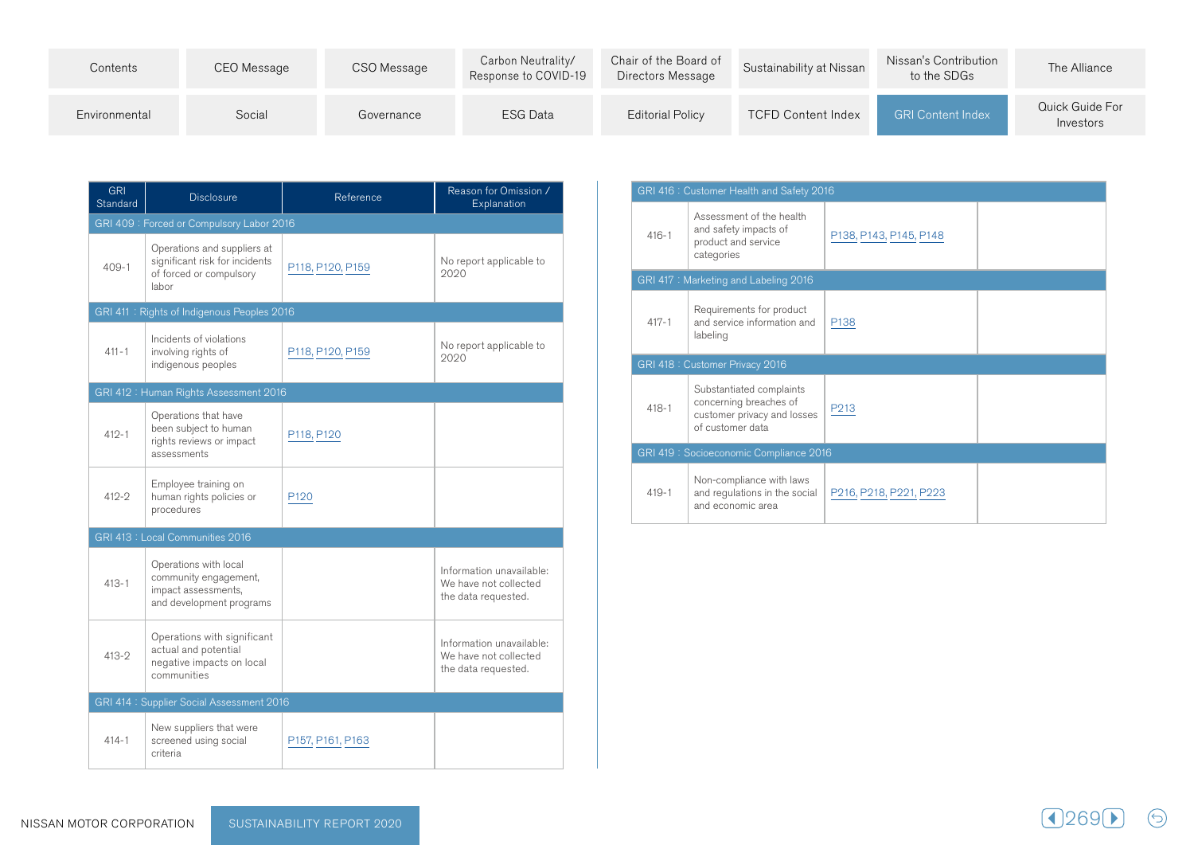| GRI Standard | Disclosure | Reference | Reason for Omission / Explanation |
|---|---|---|---|
| GRI 409 : Forced or Compulsory Labor 2016 | | | |
| 409-1 | Operations and suppliers at significant risk for incidents of forced or compulsory labor | P118, P120, P159 | No report applicable to 2020 |
| GRI 411 : Rights of Indigenous Peoples 2016 | | | |
| 411-1 | Incidents of violations involving rights of indigenous peoples | P118, P120, P159 | No report applicable to 2020 |
| GRI 412 : Human Rights Assessment 2016 | | | |
| 412-1 | Operations that have been subject to human rights reviews or impact assessments | P118, P120 | |
| 412-2 | Employee training on human rights policies or procedures | P120 | |
| GRI 413 : Local Communities 2016 | | | |
| 413-1 | Operations with local community engagement, impact assessments, and development programs | | Information unavailable: We have not collected the data requested. |
| 413-2 | Operations with significant actual and potential negative impacts on local communities | | Information unavailable: We have not collected the data requested. |
| GRI 414 : Supplier Social Assessment 2016 | | | |
| 414-1 | New suppliers that were screened using social criteria | P157, P161, P163 | |

| GRI Standard | Disclosure | Reference | Reason for Omission / Explanation |
|---|---|---|---|
| GRI 416 : Customer Health and Safety 2016 | | | |
| 416-1 | Assessment of the health and safety impacts of product and service categories | P138, P143, P145, P148 | |
| GRI 417 : Marketing and Labeling 2016 | | | |
| 417-1 | Requirements for product and service information and labeling | P138 | |
| GRI 418 : Customer Privacy 2016 | | | |
| 418-1 | Substantiated complaints concerning breaches of customer privacy and losses of customer data | P213 | |
| GRI 419 : Socioeconomic Compliance 2016 | | | |
| 419-1 | Non-compliance with laws and regulations in the social and economic area | P216, P218, P221, P223 | |